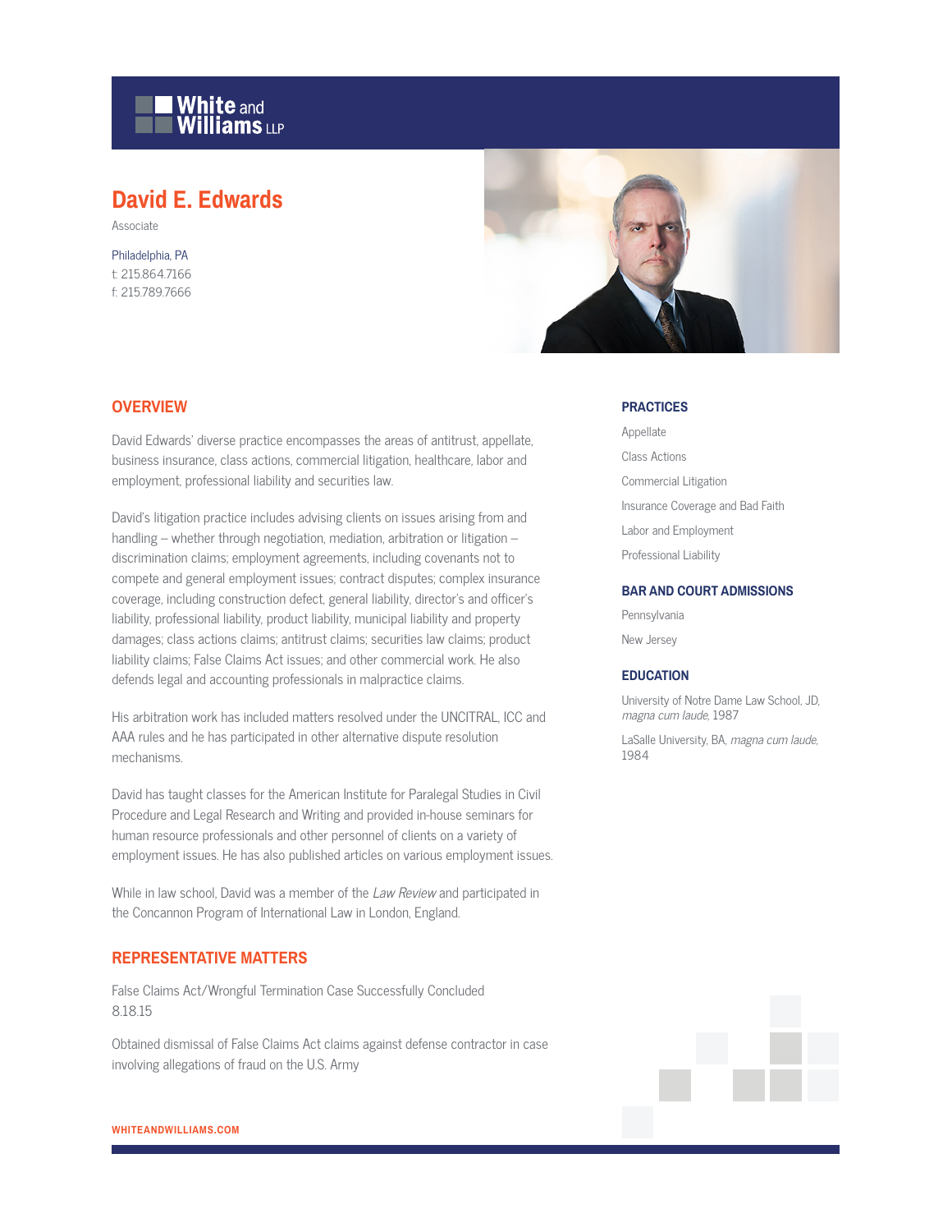# David E. Edwards

Associate

Philadelphia, PA
t: 215.864.7166
f: 215.789.7666

## OVERVIEW

David Edwards' diverse practice encompasses the areas of antitrust, appellate, business insurance, class actions, commercial litigation, healthcare, labor and employment, professional liability and securities law.

David's litigation practice includes advising clients on issues arising from and handling – whether through negotiation, mediation, arbitration or litigation – discrimination claims; employment agreements, including covenants not to compete and general employment issues; contract disputes; complex insurance coverage, including construction defect, general liability, director's and officer's liability, professional liability, product liability, municipal liability and property damages; class actions claims; antitrust claims; securities law claims; product liability claims; False Claims Act issues; and other commercial work. He also defends legal and accounting professionals in malpractice claims.

His arbitration work has included matters resolved under the UNCITRAL, ICC and AAA rules and he has participated in other alternative dispute resolution mechanisms.

David has taught classes for the American Institute for Paralegal Studies in Civil Procedure and Legal Research and Writing and provided in-house seminars for human resource professionals and other personnel of clients on a variety of employment issues. He has also published articles on various employment issues.

While in law school, David was a member of the *Law Review* and participated in the Concannon Program of International Law in London, England.

## REPRESENTATIVE MATTERS

False Claims Act/Wrongful Termination Case Successfully Concluded
8.18.15

Obtained dismissal of False Claims Act claims against defense contractor in case involving allegations of fraud on the U.S. Army

## PRACTICES

Appellate

Class Actions

Commercial Litigation

Insurance Coverage and Bad Faith

Labor and Employment

Professional Liability

## BAR AND COURT ADMISSIONS

Pennsylvania

New Jersey

## EDUCATION

University of Notre Dame Law School, JD, *magna cum laude*, 1987

LaSalle University, BA, *magna cum laude*, 1984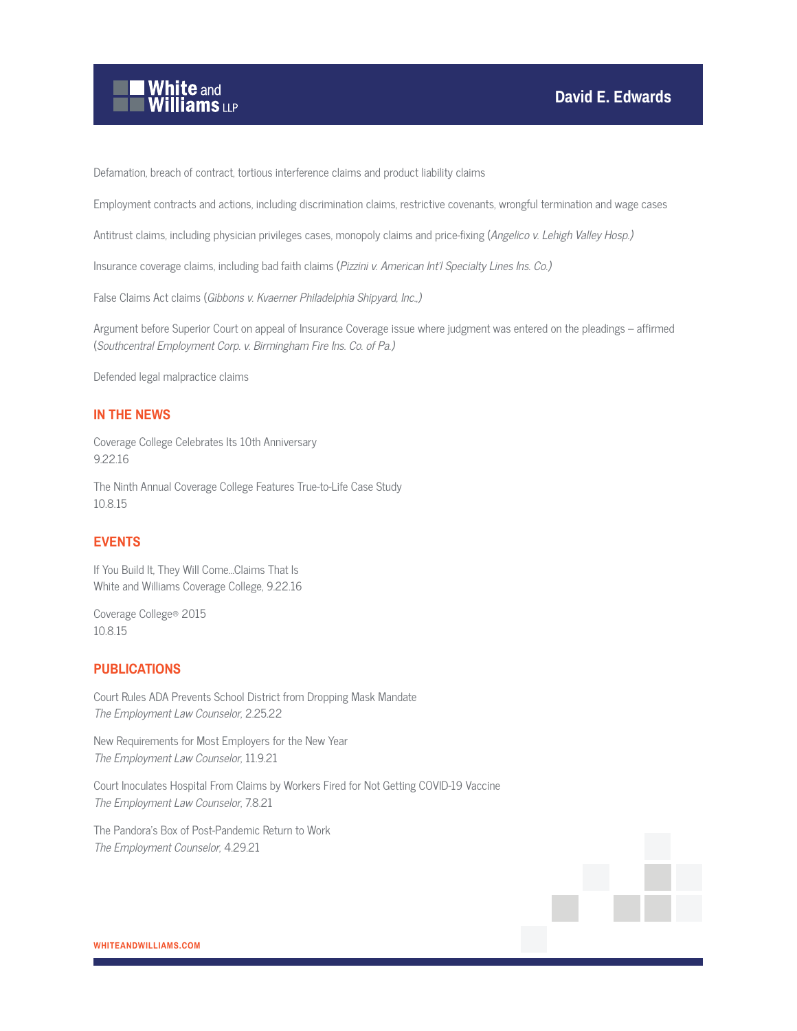Defamation, breach of contract, tortious interference claims and product liability claims

Employment contracts and actions, including discrimination claims, restrictive covenants, wrongful termination and wage cases

Antitrust claims, including physician privileges cases, monopoly claims and price-fixing (*Angelico v. Lehigh Valley Hosp.)*

Insurance coverage claims, including bad faith claims (*Pizzini v. American Int'l Specialty Lines Ins. Co.)*

False Claims Act claims (*Gibbons v. Kvaerner Philadelphia Shipyard, Inc.,)*

Argument before Superior Court on appeal of Insurance Coverage issue where judgment was entered on the pleadings – affirmed (*Southcentral Employment Corp. v. Birmingham Fire Ins. Co. of Pa.)*

Defended legal malpractice claims

## IN THE NEWS

Coverage College Celebrates Its 10th Anniversary
9.22.16

The Ninth Annual Coverage College Features True-to-Life Case Study
10.8.15

## EVENTS

If You Build It, They Will Come...Claims That Is
White and Williams Coverage College, 9.22.16

Coverage College® 2015
10.8.15

## PUBLICATIONS

Court Rules ADA Prevents School District from Dropping Mask Mandate
*The Employment Law Counselor*, 2.25.22

New Requirements for Most Employers for the New Year
*The Employment Law Counselor*, 11.9.21

Court Inoculates Hospital From Claims by Workers Fired for Not Getting COVID-19 Vaccine
*The Employment Law Counselor*, 7.8.21

The Pandora's Box of Post-Pandemic Return to Work
*The Employment Counselor*, 4.29.21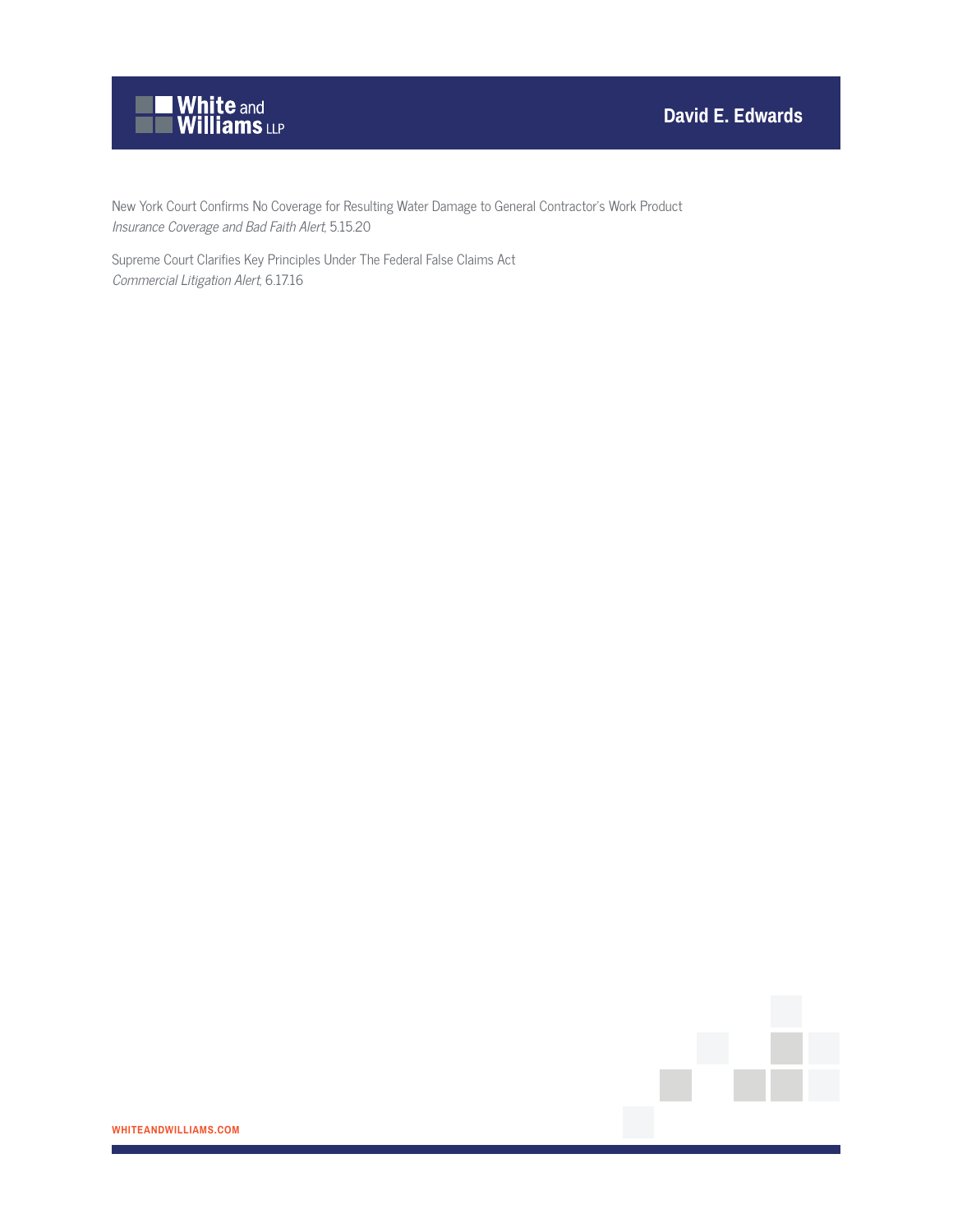New York Court Confirms No Coverage for Resulting Water Damage to General Contractor's Work Product
*Insurance Coverage and Bad Faith Alert*, 5.15.20

Supreme Court Clarifies Key Principles Under The Federal False Claims Act
*Commercial Litigation Alert*, 6.17.16